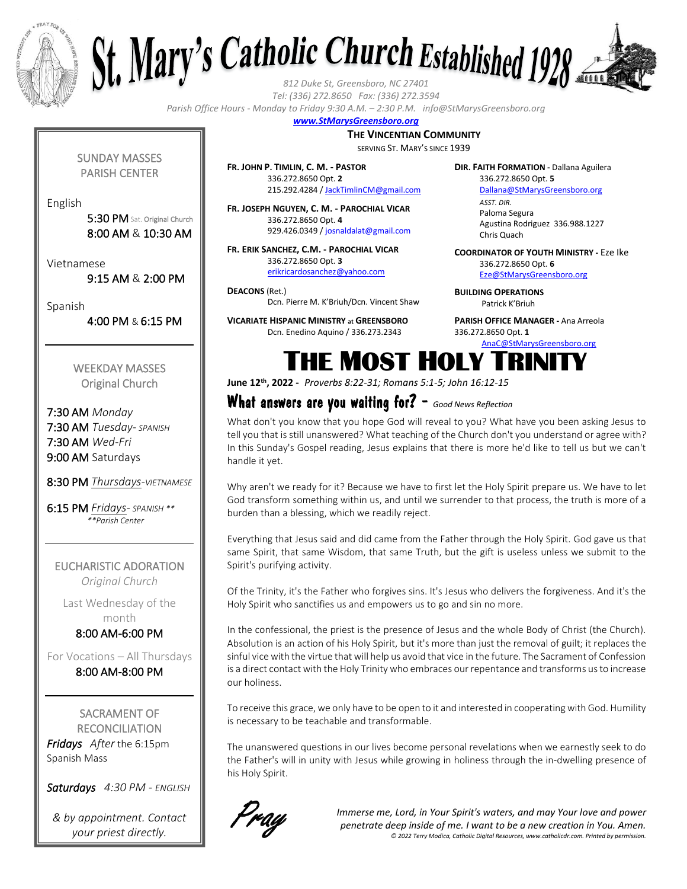# St. Mary's Catholic Church Established 1928

*812 Duke St, Greensboro, NC 27401*
*Tel: (336) 272.8650 Fax: (336) 272.3594*
*Parish Office Hours - Monday to Friday 9:30 A.M. – 2:30 P.M. info@StMarysGreensboro.org*
***www.StMarysGreensboro.org***

**THE VINCENTIAN COMMUNITY**
SERVING ST. MARY'S SINCE 1939

**FR. JOHN P. TIMLIN, C. M. - PASTOR**
336.272.8650 Opt. **2**
215.292.4284 / JackTimlinCM@gmail.com

**FR. JOSEPH NGUYEN, C. M. - PAROCHIAL VICAR**
336.272.8650 Opt. **4**
929.426.0349 / josnaldalat@gmail.com

**FR. ERIK SANCHEZ, C.M. - PAROCHIAL VICAR**
336.272.8650 Opt. **3**
erikricardosanchez@yahoo.com

**DEACONS** (Ret.)
Dcn. Pierre M. K'Briuh/Dcn. Vincent Shaw

**VICARIATE HISPANIC MINISTRY at GREENSBORO**
Dcn. Enedino Aquino / 336.273.2343

**DIR. FAITH FORMATION -** Dallana Aguilera
336.272.8650 Opt. **5**
Dallana@StMarysGreensboro.org
*ASST. DIR.*
Paloma Segura
Agustina Rodriguez 336.988.1227
Chris Quach

**COORDINATOR OF YOUTH MINISTRY -** Eze Ike
336.272.8650 Opt. **6**
Eze@StMarysGreensboro.org

**BUILDING OPERATIONS**
Patrick K'Briuh

**PARISH OFFICE MANAGER -** Ana Arreola
336.272.8650 Opt. **1**
AnaC@StMarysGreensboro.org

## SUNDAY MASSES PARISH CENTER

English
5:30 PM Sat. Original Church
8:00 AM & 10:30 AM

Vietnamese
9:15 AM & 2:00 PM

Spanish
4:00 PM & 6:15 PM

## WEEKDAY MASSES Original Church

7:30 AM *Monday*
7:30 AM *Tuesday- SPANISH*
7:30 AM *Wed-Fri*
9:00 AM Saturdays

8:30 PM *Thursdays-VIETNAMESE*

6:15 PM *Fridays- SPANISH \*\**
*\*\*Parish Center*

## EUCHARISTIC ADORATION
*Original Church*

Last Wednesday of the month
8:00 AM-6:00 PM

For Vocations – All Thursdays
8:00 AM-8:00 PM

## SACRAMENT OF RECONCILIATION

***Fridays*** *After* the 6:15pm Spanish Mass

***Saturdays*** *4:30 PM - ENGLISH*

*& by appointment. Contact your priest directly.*

# THE MOST HOLY TRINITY

**June 12th, 2022 -** *Proverbs 8:22-31; Romans 5:1-5; John 16:12-15*

## What answers are you waiting for? - *Good News Reflection*

What don't you know that you hope God will reveal to you? What have you been asking Jesus to tell you that is still unanswered? What teaching of the Church don't you understand or agree with? In this Sunday's Gospel reading, Jesus explains that there is more he'd like to tell us but we can't handle it yet.

Why aren't we ready for it? Because we have to first let the Holy Spirit prepare us. We have to let God transform something within us, and until we surrender to that process, the truth is more of a burden than a blessing, which we readily reject.

Everything that Jesus said and did came from the Father through the Holy Spirit. God gave us that same Spirit, that same Wisdom, that same Truth, but the gift is useless unless we submit to the Spirit's purifying activity.

Of the Trinity, it's the Father who forgives sins. It's Jesus who delivers the forgiveness. And it's the Holy Spirit who sanctifies us and empowers us to go and sin no more.

In the confessional, the priest is the presence of Jesus and the whole Body of Christ (the Church). Absolution is an action of his Holy Spirit, but it's more than just the removal of guilt; it replaces the sinful vice with the virtue that will help us avoid that vice in the future. The Sacrament of Confession is a direct contact with the Holy Trinity who embraces our repentance and transforms us to increase our holiness.

To receive this grace, we only have to be open to it and interested in cooperating with God. Humility is necessary to be teachable and transformable.

The unanswered questions in our lives become personal revelations when we earnestly seek to do the Father's will in unity with Jesus while growing in holiness through the in-dwelling presence of his Holy Spirit.

*Pray*

*Immerse me, Lord, in Your Spirit's waters, and may Your love and power penetrate deep inside of me. I want to be a new creation in You. Amen.*
*© 2022 Terry Modica, Catholic Digital Resources, www.catholicdr.com. Printed by permission.*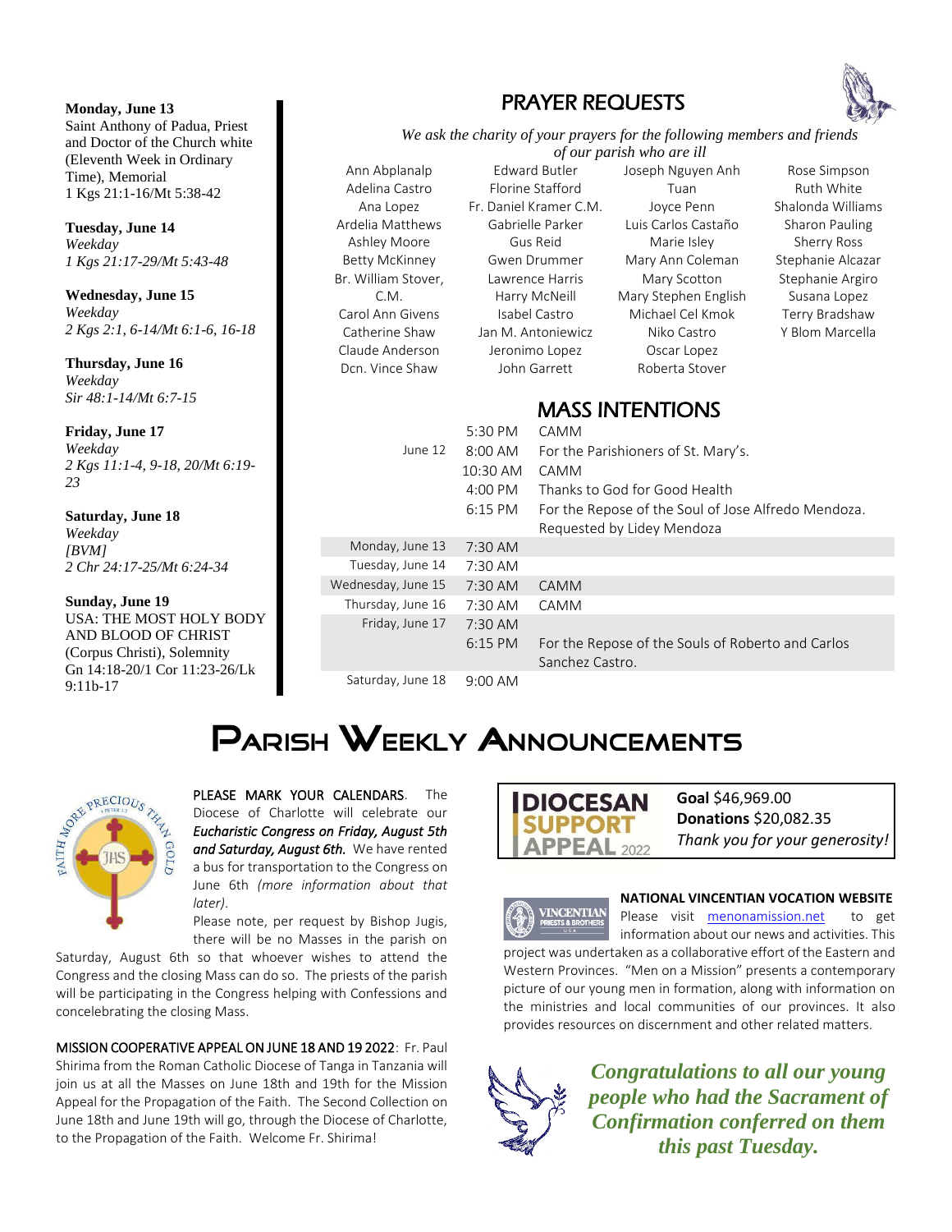**Monday, June 13**
Saint Anthony of Padua, Priest and Doctor of the Church white (Eleventh Week in Ordinary Time), Memorial
1 Kgs 21:1-16/Mt 5:38-42

**Tuesday, June 14**
*Weekday*
*1 Kgs 21:17-29/Mt 5:43-48*

**Wednesday, June 15**
*Weekday*
*2 Kgs 2:1, 6-14/Mt 6:1-6, 16-18*

**Thursday, June 16**
*Weekday*
*Sir 48:1-14/Mt 6:7-15*

**Friday, June 17**
*Weekday*
*2 Kgs 11:1-4, 9-18, 20/Mt 6:19-23*

**Saturday, June 18**
*Weekday*
*[BVM]*
*2 Chr 24:17-25/Mt 6:24-34*

**Sunday, June 19**
USA: THE MOST HOLY BODY AND BLOOD OF CHRIST (Corpus Christi), Solemnity
Gn 14:18-20/1 Cor 11:23-26/Lk 9:11b-17

## PRAYER REQUESTS

*We ask the charity of your prayers for the following members and friends of our parish who are ill*

| | | | |
|---|---|---|---|
| Ann Abplanalp | Edward Butler | Joseph Nguyen Anh Tuan | Rose Simpson |
| Adelina Castro | Florine Stafford | Joyce Penn | Ruth White |
| Ana Lopez | Fr. Daniel Kramer C.M. | Luis Carlos Castaño | Shalonda Williams |
| Ardelia Matthews | Gabrielle Parker | Marie Isley | Sharon Pauling |
| Ashley Moore | Gus Reid | Mary Ann Coleman | Sherry Ross |
| Betty McKinney | Gwen Drummer | Mary Scotton | Stephanie Alcazar |
| Br. William Stover, C.M. | Lawrence Harris | Mary Stephen English | Stephanie Argiro |
| Carol Ann Givens | Harry McNeill | Michael Cel Kmok | Susana Lopez |
| Catherine Shaw | Isabel Castro | Niko Castro | Terry Bradshaw |
| Claude Anderson | Jan M. Antoniewicz | Oscar Lopez | Y Blom Marcella |
| Dcn. Vince Shaw | Jeronimo Lopez | Roberta Stover | |
| | John Garrett | | |

## MASS INTENTIONS

| | | |
|---|---|---|
| | 5:30 PM | CAMM |
| June 12 | 8:00 AM | For the Parishioners of St. Mary's. |
| | 10:30 AM | CAMM |
| | 4:00 PM | Thanks to God for Good Health |
| | 6:15 PM | For the Repose of the Soul of Jose Alfredo Mendoza. Requested by Lidey Mendoza |
| Monday, June 13 | 7:30 AM | |
| Tuesday, June 14 | 7:30 AM | |
| Wednesday, June 15 | 7:30 AM | CAMM |
| Thursday, June 16 | 7:30 AM | CAMM |
| Friday, June 17 | 7:30 AM | |
| | 6:15 PM | For the Repose of the Souls of Roberto and Carlos Sanchez Castro. |
| Saturday, June 18 | 9:00 AM | |

# Parish Weekly Announcements

PLEASE MARK YOUR CALENDARS. The Diocese of Charlotte will celebrate our ***Eucharistic Congress on Friday, August 5th and Saturday, August 6th.*** We have rented a bus for transportation to the Congress on June 6th *(more information about that later)*.

Please note, per request by Bishop Jugis, there will be no Masses in the parish on Saturday, August 6th so that whoever wishes to attend the Congress and the closing Mass can do so. The priests of the parish will be participating in the Congress helping with Confessions and concelebrating the closing Mass.

MISSION COOPERATIVE APPEAL ON JUNE 18 AND 19 2022: Fr. Paul Shirima from the Roman Catholic Diocese of Tanga in Tanzania will join us at all the Masses on June 18th and 19th for the Mission Appeal for the Propagation of the Faith. The Second Collection on June 18th and June 19th will go, through the Diocese of Charlotte, to the Propagation of the Faith. Welcome Fr. Shirima!

DIOCESAN SUPPORT APPEAL 2022

**Goal** $46,969.00
**Donations** $20,082.35
*Thank you for your generosity!*

**NATIONAL VINCENTIAN VOCATION WEBSITE**

Please visit menonamission.net to get information about our news and activities. This project was undertaken as a collaborative effort of the Eastern and Western Provinces. "Men on a Mission" presents a contemporary picture of our young men in formation, along with information on the ministries and local communities of our provinces. It also provides resources on discernment and other related matters.

***Congratulations to all our young people who had the Sacrament of Confirmation conferred on them this past Tuesday.***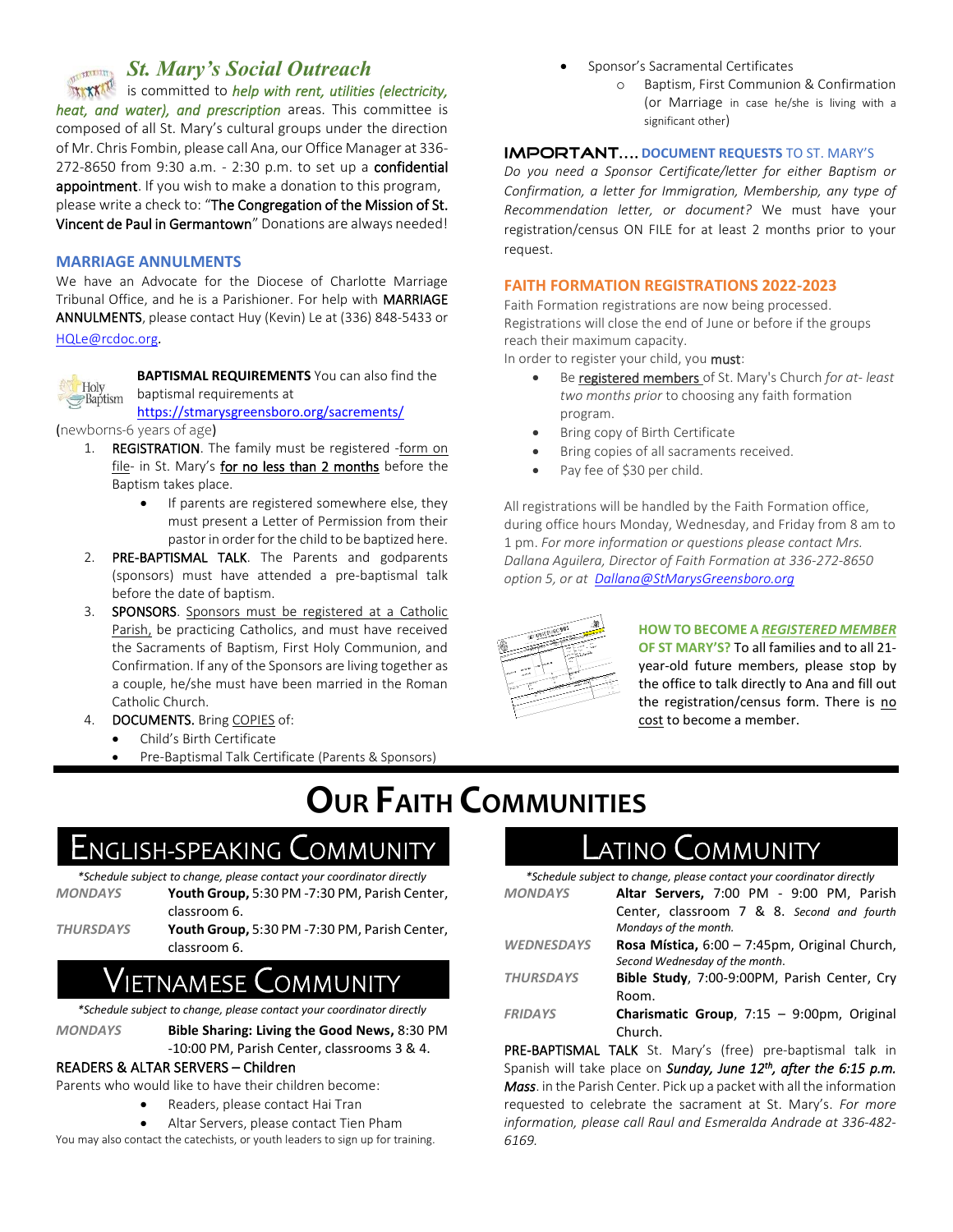## *St. Mary's Social Outreach*

is committed to *help with rent, utilities (electricity, heat, and water), and prescription* areas. This committee is composed of all St. Mary's cultural groups under the direction of Mr. Chris Fombin, please call Ana, our Office Manager at 336-272-8650 from 9:30 a.m. - 2:30 p.m. to set up a confidential appointment. If you wish to make a donation to this program, please write a check to: "The Congregation of the Mission of St. Vincent de Paul in Germantown" Donations are always needed!

### MARRIAGE ANNULMENTS

We have an Advocate for the Diocese of Charlotte Marriage Tribunal Office, and he is a Parishioner. For help with MARRIAGE ANNULMENTS, please contact Huy (Kevin) Le at (336) 848-5433 or HQLe@rcdoc.org.

**BAPTISMAL REQUIREMENTS** You can also find the baptismal requirements at https://stmarysgreensboro.org/sacrements/

(newborns-6 years of age)

1. REGISTRATION. The family must be registered -form on file- in St. Mary's for no less than 2 months before the Baptism takes place.
   - If parents are registered somewhere else, they must present a Letter of Permission from their pastor in order for the child to be baptized here.
2. PRE-BAPTISMAL TALK. The Parents and godparents (sponsors) must have attended a pre-baptismal talk before the date of baptism.
3. SPONSORS. Sponsors must be registered at a Catholic Parish, be practicing Catholics, and must have received the Sacraments of Baptism, First Holy Communion, and Confirmation. If any of the Sponsors are living together as a couple, he/she must have been married in the Roman Catholic Church.
4. DOCUMENTS. Bring COPIES of:
   - Child's Birth Certificate
   - Pre-Baptismal Talk Certificate (Parents & Sponsors)
   - Sponsor's Sacramental Certificates
     - Baptism, First Communion & Confirmation (or Marriage in case he/she is living with a significant other)

**IMPORTANT…. DOCUMENT REQUESTS TO ST. MARY'S**

*Do you need a Sponsor Certificate/letter for either Baptism or Confirmation, a letter for Immigration, Membership, any type of Recommendation letter, or document?* We must have your registration/census ON FILE for at least 2 months prior to your request.

### FAITH FORMATION REGISTRATIONS 2022-2023

Faith Formation registrations are now being processed. Registrations will close the end of June or before if the groups reach their maximum capacity.

In order to register your child, you must:

- Be registered members of St. Mary's Church *for at- least two months prior* to choosing any faith formation program.
- Bring copy of Birth Certificate
- Bring copies of all sacraments received.
- Pay fee of $30 per child.

All registrations will be handled by the Faith Formation office, during office hours Monday, Wednesday, and Friday from 8 am to 1 pm. *For more information or questions please contact Mrs. Dallana Aguilera, Director of Faith Formation at 336-272-8650 option 5, or at Dallana@StMarysGreensboro.org*

**HOW TO BECOME A *REGISTERED MEMBER* OF ST MARY'S?** To all families and to all 21-year-old future members, please stop by the office to talk directly to Ana and fill out the registration/census form. There is no cost to become a member.

# OUR FAITH COMMUNITIES

## ENGLISH-SPEAKING COMMUNITY

*\*Schedule subject to change, please contact your coordinator directly*

| | |
|---|---|
| *MONDAYS* | **Youth Group,** 5:30 PM -7:30 PM, Parish Center, classroom 6. |
| *THURSDAYS* | **Youth Group,** 5:30 PM -7:30 PM, Parish Center, classroom 6. |

## VIETNAMESE COMMUNITY

*\*Schedule subject to change, please contact your coordinator directly*

| | |
|---|---|
| *MONDAYS* | **Bible Sharing: Living the Good News,** 8:30 PM -10:00 PM, Parish Center, classrooms 3 & 4. |

READERS & ALTAR SERVERS – Children

Parents who would like to have their children become:

- Readers, please contact Hai Tran
- Altar Servers, please contact Tien Pham

You may also contact the catechists, or youth leaders to sign up for training.

## LATINO COMMUNITY

*\*Schedule subject to change, please contact your coordinator directly*

| | |
|---|---|
| *MONDAYS* | **Altar Servers,** 7:00 PM - 9:00 PM, Parish Center, classroom 7 & 8. *Second and fourth Mondays of the month.* |
| *WEDNESDAYS* | **Rosa Mística,** 6:00 – 7:45pm, Original Church, *Second Wednesday of the month.* |
| *THURSDAYS* | **Bible Study**, 7:00-9:00PM, Parish Center, Cry Room. |
| *FRIDAYS* | **Charismatic Group**, 7:15 – 9:00pm, Original Church. |

PRE-BAPTISMAL TALK St. Mary's (free) pre-baptismal talk in Spanish will take place on ***Sunday, June 12th, after the 6:15 p.m. Mass***. in the Parish Center. Pick up a packet with all the information requested to celebrate the sacrament at St. Mary's. *For more information, please call Raul and Esmeralda Andrade at 336-482-6169.*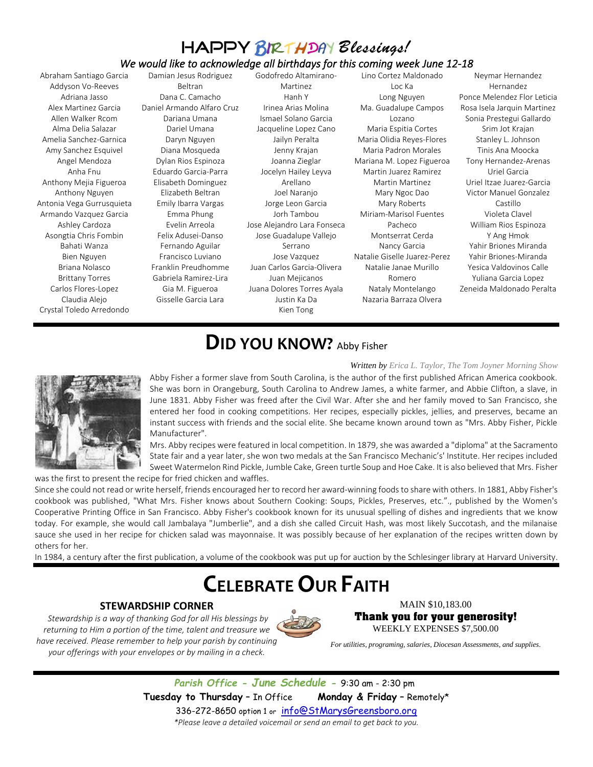# HAPPY BIRTHDAY *Blessings!*

*We would like to acknowledge all birthdays for this coming week June 12-18*

Abraham Santiago Garcia
Addyson Vo-Reeves
Adriana Jasso
Alex Martinez Garcia
Allen Walker Rcom
Alma Delia Salazar
Amelia Sanchez-Garnica
Amy Sanchez Esquivel
Angel Mendoza
Anha Fnu
Anthony Mejia Figueroa
Anthony Nguyen
Antonia Vega Gurrusquieta
Armando Vazquez Garcia
Ashley Cardoza
Asongtia Chris Fombin
Bahati Wanza
Bien Nguyen
Briana Nolasco
Brittany Torres
Carlos Flores-Lopez
Claudia Alejo
Crystal Toledo Arredondo
Damian Jesus Rodriguez Beltran
Dana C. Camacho
Daniel Armando Alfaro Cruz
Dariana Umana
Dariel Umana
Daryn Nguyen
Diana Mosqueda
Dylan Rios Espinoza
Eduardo Garcia-Parra
Elisabeth Dominguez
Elizabeth Beltran
Emily Ibarra Vargas
Emma Phung
Evelin Arreola
Felix Adusei-Danso
Fernando Aguilar
Francisco Luviano
Franklin Preudhomme
Gabriela Ramirez-Lira
Gia M. Figueroa
Gisselle Garcia Lara
Godofredo Altamirano-Martinez
Hanh Y
Irinea Arias Molina
Ismael Solano Garcia
Jacqueline Lopez Cano
Jailyn Peralta
Jenny Krajan
Joanna Zieglar
Jocelyn Hailey Leyva Arellano
Joel Naranjo
Jorge Leon Garcia
Jorh Tambou
Jose Alejandro Lara Fonseca
Jose Guadalupe Vallejo Serrano
Jose Vazquez
Juan Carlos Garcia-Olivera
Juan Mejicanos
Juana Dolores Torres Ayala
Justin Ka Da
Kien Tong
Lino Cortez Maldonado
Loc Ka
Long Nguyen
Ma. Guadalupe Campos Lozano
Maria Espitia Cortes
Maria Olidia Reyes-Flores
Maria Padron Morales
Mariana M. Lopez Figueroa
Martin Juarez Ramirez
Martin Martinez
Mary Ngoc Dao
Mary Roberts
Miriam-Marisol Fuentes Pacheco
Montserrat Cerda
Nancy Garcia
Natalie Giselle Juarez-Perez
Natalie Janae Murillo Romero
Nataly Montelango
Nazaria Barraza Olvera
Neymar Hernandez Hernandez
Ponce Melendez Flor Leticia
Rosa Isela Jarquin Martinez
Sonia Prestegui Gallardo
Srim Jot Krajan
Stanley L. Johnson
Tinis Ana Moocka
Tony Hernandez-Arenas
Uriel Garcia
Uriel Itzae Juarez-Garcia
Victor Manuel Gonzalez Castillo
Violeta Clavel
William Rios Espinoza
Y Ang Hmok
Yahir Briones Miranda
Yahir Briones-Miranda
Yesica Valdovinos Calle
Yuliana Garcia Lopez
Zeneida Maldonado Peralta

# DID YOU KNOW? Abby Fisher

*Written by Erica L. Taylor, The Tom Joyner Morning Show*

Abby Fisher a former slave from South Carolina, is the author of the first published African America cookbook. She was born in Orangeburg, South Carolina to Andrew James, a white farmer, and Abbie Clifton, a slave, in June 1831. Abby Fisher was freed after the Civil War. After she and her family moved to San Francisco, she entered her food in cooking competitions. Her recipes, especially pickles, jellies, and preserves, became an instant success with friends and the social elite. She became known around town as "Mrs. Abby Fisher, Pickle Manufacturer".

Mrs. Abby recipes were featured in local competition. In 1879, she was awarded a "diploma" at the Sacramento State fair and a year later, she won two medals at the San Francisco Mechanic's' Institute. Her recipes included Sweet Watermelon Rind Pickle, Jumble Cake, Green turtle Soup and Hoe Cake. It is also believed that Mrs. Fisher was the first to present the recipe for fried chicken and waffles.

Since she could not read or write herself, friends encouraged her to record her award-winning foods to share with others. In 1881, Abby Fisher's cookbook was published, "What Mrs. Fisher knows about Southern Cooking: Soups, Pickles, Preserves, etc."., published by the Women's Cooperative Printing Office in San Francisco. Abby Fisher's cookbook known for its unusual spelling of dishes and ingredients that we know today. For example, she would call Jambalaya "Jumberlie", and a dish she called Circuit Hash, was most likely Succotash, and the milanaise sauce she used in her recipe for chicken salad was mayonnaise. It was possibly because of her explanation of the recipes written down by others for her.

In 1984, a century after the first publication, a volume of the cookbook was put up for auction by the Schlesinger library at Harvard University.

# CELEBRATE OUR FAITH

## STEWARDSHIP CORNER

*Stewardship is a way of thanking God for all His blessings by returning to Him a portion of the time, talent and treasure we have received. Please remember to help your parish by continuing your offerings with your envelopes or by mailing in a check.*

MAIN $10,183.00

**Thank you for your generosity!**

WEEKLY EXPENSES $7,500.00

*For utilities, programing, salaries, Diocesan Assessments, and supplies.*

***Parish Office - June Schedule -*** 9:30 am - 2:30 pm

**Tuesday to Thursday** – In Office **Monday & Friday** – Remotely*

336-272-8650 option 1 or info@StMarysGreensboro.org

*\*Please leave a detailed voicemail or send an email to get back to you.*